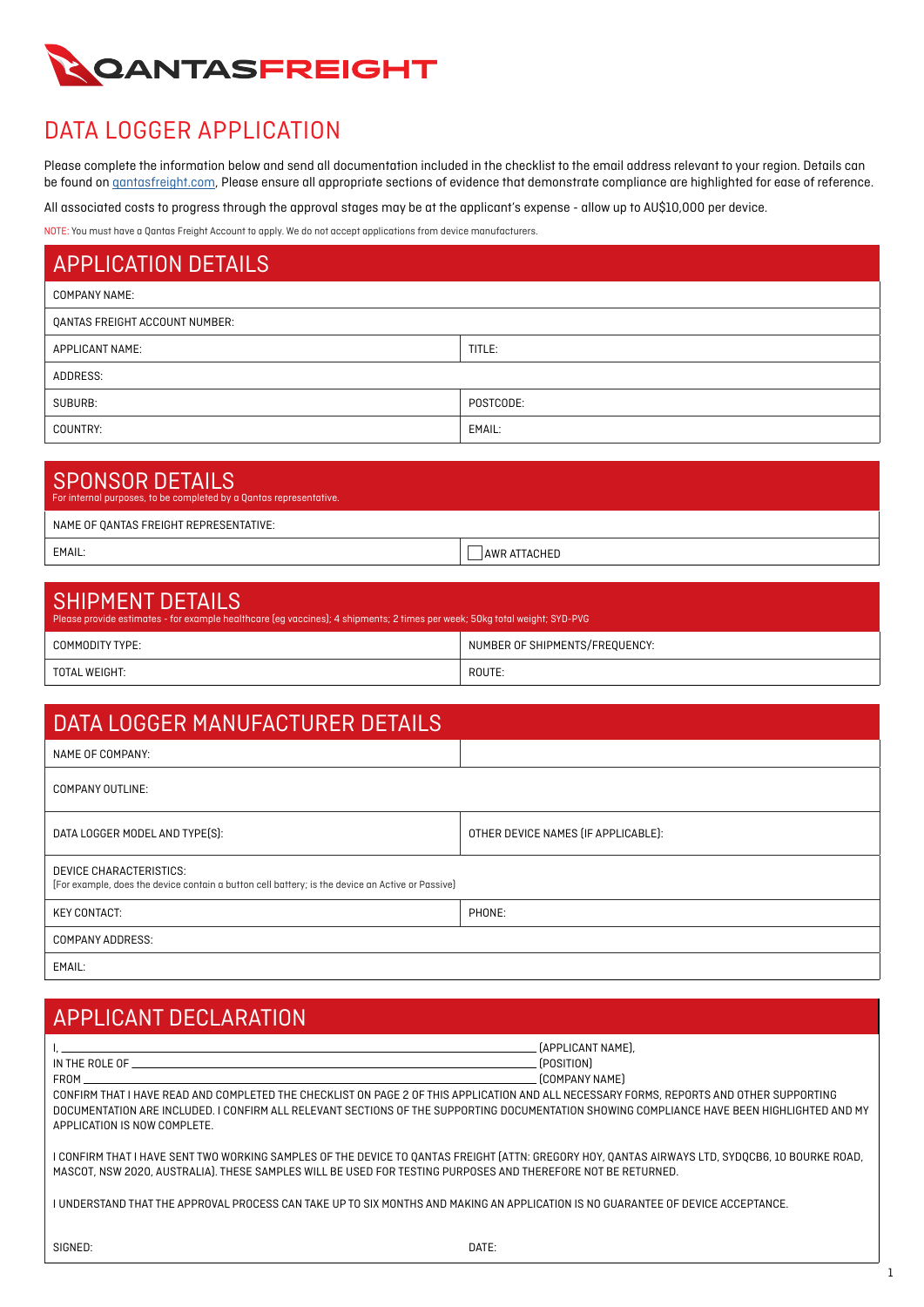QANTASFREIGHT

# DATA LOGGER APPLICATION

Please complete the information below and send all documentation included in the checklist to the email address relevant to your region. Details can be found on qantasfreight.com, Please ensure all appropriate sections of evidence that demonstrate compliance are highlighted for ease of reference.

All associated costs to progress through the approval stages may be at the applicant's expense - allow up to AU$10,000 per device.

NOTE: You must have a Qantas Freight Account to apply. We do not accept applications from device manufacturers.

## APPLICATION DETAILS

| | |
|---|---|
| COMPANY NAME: | |
| QANTAS FREIGHT ACCOUNT NUMBER: | |
| APPLICANT NAME: | TITLE: |
| ADDRESS: | |
| SUBURB: | POSTCODE: |
| COUNTRY: | EMAIL: |

## SPONSOR DETAILS

For internal purposes, to be completed by a Qantas representative.

| | |
|---|---|
| NAME OF QANTAS FREIGHT REPRESENTATIVE: | |
| EMAIL: | ☐ AWR ATTACHED |

## SHIPMENT DETAILS

Please provide estimates - for example healthcare (eg vaccines); 4 shipments; 2 times per week; 50kg total weight; SYD-PVG

| | |
|---|---|
| COMMODITY TYPE: | NUMBER OF SHIPMENTS/FREQUENCY: |
| TOTAL WEIGHT: | ROUTE: |

## DATA LOGGER MANUFACTURER DETAILS

| | |
|---|---|
| NAME OF COMPANY: | |
| COMPANY OUTLINE: | |
| DATA LOGGER MODEL AND TYPE(S): | OTHER DEVICE NAMES (IF APPLICABLE): |
| DEVICE CHARACTERISTICS:<br>(For example, does the device contain a button cell battery; is the device an Active or Passive) | |
| KEY CONTACT: | PHONE: |
| COMPANY ADDRESS: | |
| EMAIL: | |

## APPLICANT DECLARATION

I, ______________________________ (APPLICANT NAME),
IN THE ROLE OF ______________________________ (POSITION)
FROM ______________________________ (COMPANY NAME)
CONFIRM THAT I HAVE READ AND COMPLETED THE CHECKLIST ON PAGE 2 OF THIS APPLICATION AND ALL NECESSARY FORMS, REPORTS AND OTHER SUPPORTING DOCUMENTATION ARE INCLUDED. I CONFIRM ALL RELEVANT SECTIONS OF THE SUPPORTING DOCUMENTATION SHOWING COMPLIANCE HAVE BEEN HIGHLIGHTED AND MY APPLICATION IS NOW COMPLETE.

I CONFIRM THAT I HAVE SENT TWO WORKING SAMPLES OF THE DEVICE TO QANTAS FREIGHT (ATTN: GREGORY HOY, QANTAS AIRWAYS LTD, SYDQCB6, 10 BOURKE ROAD, MASCOT, NSW 2020, AUSTRALIA). THESE SAMPLES WILL BE USED FOR TESTING PURPOSES AND THEREFORE NOT BE RETURNED.

I UNDERSTAND THAT THE APPROVAL PROCESS CAN TAKE UP TO SIX MONTHS AND MAKING AN APPLICATION IS NO GUARANTEE OF DEVICE ACCEPTANCE.

SIGNED: DATE: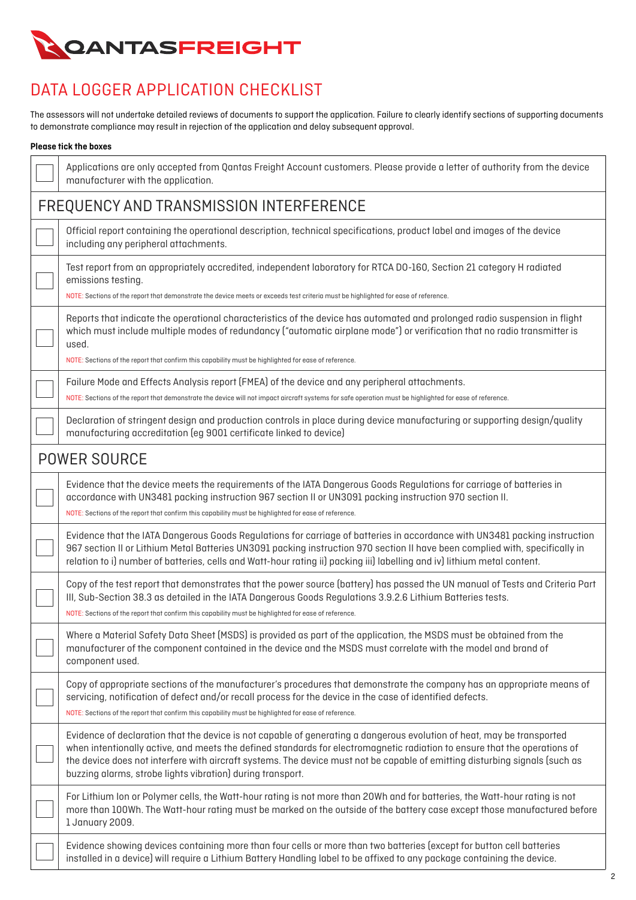QANTASFREIGHT

# DATA LOGGER APPLICATION CHECKLIST

The assessors will not undertake detailed reviews of documents to support the application. Failure to clearly identify sections of supporting documents to demonstrate compliance may result in rejection of the application and delay subsequent approval.

**Please tick the boxes**

| | |
|---|---|
| ☐ | Applications are only accepted from Qantas Freight Account customers. Please provide a letter of authority from the device manufacturer with the application. |
| **FREQUENCY AND TRANSMISSION INTERFERENCE** | |
| ☐ | Official report containing the operational description, technical specifications, product label and images of the device including any peripheral attachments. |
| ☐ | Test report from an appropriately accredited, independent laboratory for RTCA DO-160, Section 21 category H radiated emissions testing. NOTE: Sections of the report that demonstrate the device meets or exceeds test criteria must be highlighted for ease of reference. |
| ☐ | Reports that indicate the operational characteristics of the device has automated and prolonged radio suspension in flight which must include multiple modes of redundancy ("automatic airplane mode") or verification that no radio transmitter is used. NOTE: Sections of the report that confirm this capability must be highlighted for ease of reference. |
| ☐ | Failure Mode and Effects Analysis report (FMEA) of the device and any peripheral attachments. NOTE: Sections of the report that demonstrate the device will not impact aircraft systems for safe operation must be highlighted for ease of reference. |
| ☐ | Declaration of stringent design and production controls in place during device manufacturing or supporting design/quality manufacturing accreditation (eg 9001 certificate linked to device) |
| **POWER SOURCE** | |
| ☐ | Evidence that the device meets the requirements of the IATA Dangerous Goods Regulations for carriage of batteries in accordance with UN3481 packing instruction 967 section II or UN3091 packing instruction 970 section II. NOTE: Sections of the report that confirm this capability must be highlighted for ease of reference. |
| ☐ | Evidence that the IATA Dangerous Goods Regulations for carriage of batteries in accordance with UN3481 packing instruction 967 section II or Lithium Metal Batteries UN3091 packing instruction 970 section II have been complied with, specifically in relation to i) number of batteries, cells and Watt-hour rating ii) packing iii) labelling and iv) lithium metal content. |
| ☐ | Copy of the test report that demonstrates that the power source (battery) has passed the UN manual of Tests and Criteria Part III, Sub-Section 38.3 as detailed in the IATA Dangerous Goods Regulations 3.9.2.6 Lithium Batteries tests. NOTE: Sections of the report that confirm this capability must be highlighted for ease of reference. |
| ☐ | Where a Material Safety Data Sheet (MSDS) is provided as part of the application, the MSDS must be obtained from the manufacturer of the component contained in the device and the MSDS must correlate with the model and brand of component used. |
| ☐ | Copy of appropriate sections of the manufacturer's procedures that demonstrate the company has an appropriate means of servicing, notification of defect and/or recall process for the device in the case of identified defects. NOTE: Sections of the report that confirm this capability must be highlighted for ease of reference. |
| ☐ | Evidence of declaration that the device is not capable of generating a dangerous evolution of heat, may be transported when intentionally active, and meets the defined standards for electromagnetic radiation to ensure that the operations of the device does not interfere with aircraft systems. The device must not be capable of emitting disturbing signals (such as buzzing alarms, strobe lights vibration) during transport. |
| ☐ | For Lithium Ion or Polymer cells, the Watt-hour rating is not more than 20Wh and for batteries, the Watt-hour rating is not more than 100Wh. The Watt-hour rating must be marked on the outside of the battery case except those manufactured before 1 January 2009. |
| ☐ | Evidence showing devices containing more than four cells or more than two batteries (except for button cell batteries installed in a device) will require a Lithium Battery Handling Label to be affixed to any package containing the device. |